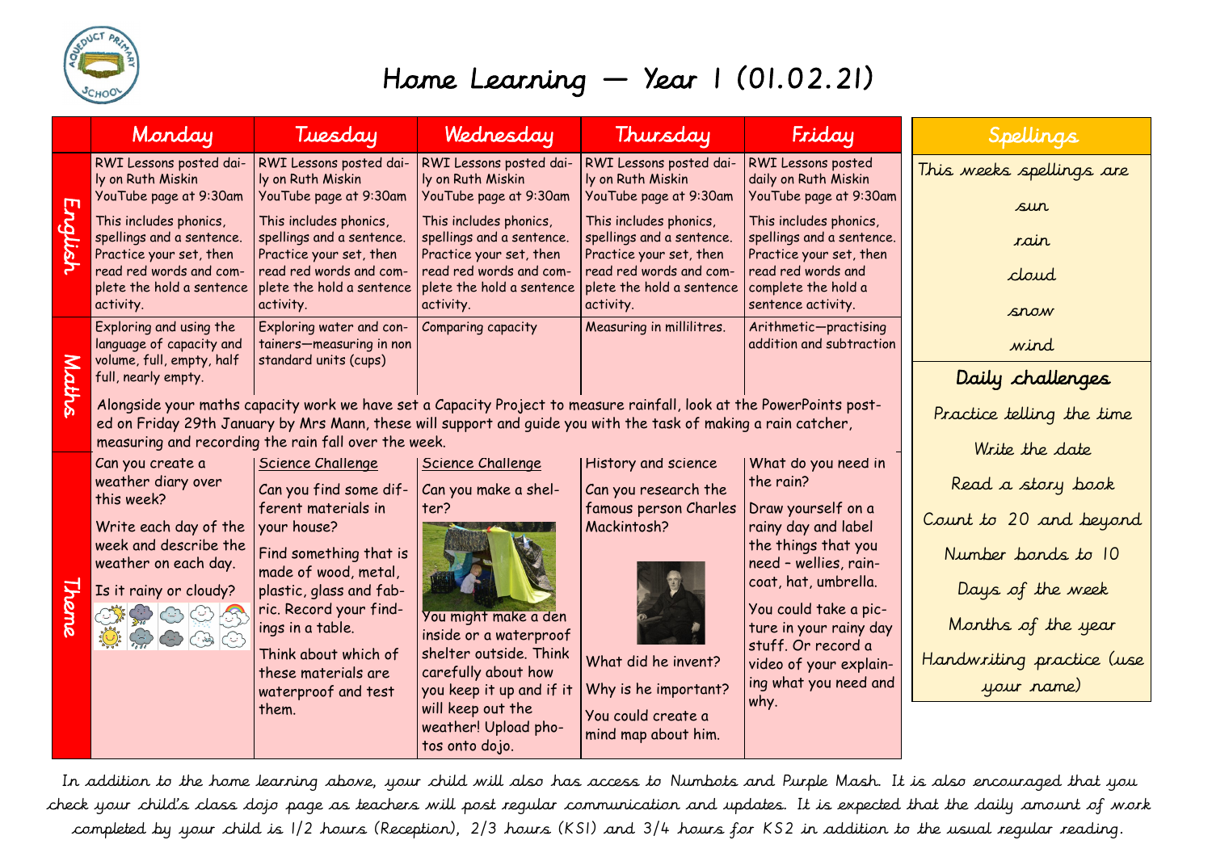# Home Learning — Year 1 (01.02.21)

| | Monday | Tuesday | Wednesday | Thursday | Friday |
|---|---|---|---|---|---|
| English | RWI Lessons posted daily on Ruth Miskin YouTube page at 9:30am<br><br>This includes phonics, spellings and a sentence. Practice your set, then read red words and complete the hold a sentence activity. | RWI Lessons posted daily on Ruth Miskin YouTube page at 9:30am<br><br>This includes phonics, spellings and a sentence. Practice your set, then read red words and complete the hold a sentence activity. | RWI Lessons posted daily on Ruth Miskin YouTube page at 9:30am<br><br>This includes phonics, spellings and a sentence. Practice your set, then read red words and complete the hold a sentence activity. | RWI Lessons posted daily on Ruth Miskin YouTube page at 9:30am<br><br>This includes phonics, spellings and a sentence. Practice your set, then read red words and complete the hold a sentence activity. | RWI Lessons posted daily on Ruth Miskin YouTube page at 9:30am<br><br>This includes phonics, spellings and a sentence. Practice your set, then read red words and complete the hold a sentence activity. |
| Maths | Exploring and using the language of capacity and volume, full, empty, half full, nearly empty. | Exploring water and containers—measuring in non standard units (cups) | Comparing capacity | Measuring in millilitres. | Arithmetic—practising addition and subtraction |
| Maths | Alongside your maths capacity work we have set a Capacity Project to measure rainfall, look at the PowerPoints posted on Friday 29th January by Mrs Mann, these will support and guide you with the task of making a rain catcher, measuring and recording the rain fall over the week. | | | | |
| Theme | Can you create a weather diary over this week?<br><br>Write each day of the week and describe the weather on each day.<br><br>Is it rainy or cloudy? | Science Challenge<br><br>Can you find some different materials in your house?<br><br>Find something that is made of wood, metal, plastic, glass and fabric. Record your findings in a table.<br><br>Think about which of these materials are waterproof and test them. | Science Challenge<br><br>Can you make a shelter?<br><br>You might make a den inside or a waterproof shelter outside. Think carefully about how you keep it up and if it will keep out the weather! Upload photos onto dojo. | History and science<br><br>Can you research the famous person Charles Mackintosh?<br><br>What did he invent?<br><br>Why is he important?<br><br>You could create a mind map about him. | What do you need in the rain?<br><br>Draw yourself on a rainy day and label the things that you need - wellies, raincoat, hat, umbrella.<br><br>You could take a picture in your rainy day stuff. Or record a video of your explaining what you need and why. |

## Spellings

This weeks spellings are

- sun
- rain
- cloud
- snow
- wind

## Daily challenges

- Practice telling the time
- Write the date
- Read a story book
- Count to 20 and beyond
- Number bonds to 10
- Days of the week
- Months of the year
- Handwriting practice (use your name)

In addition to the home learning above, your child will also has access to Numbots and Purple Mash. It is also encouraged that you check your child's class dojo page as teachers will post regular communication and updates. It is expected that the daily amount of work completed by your child is 1/2 hours (Reception), 2/3 hours (KS1) and 3/4 hours for KS2 in addition to the usual regular reading.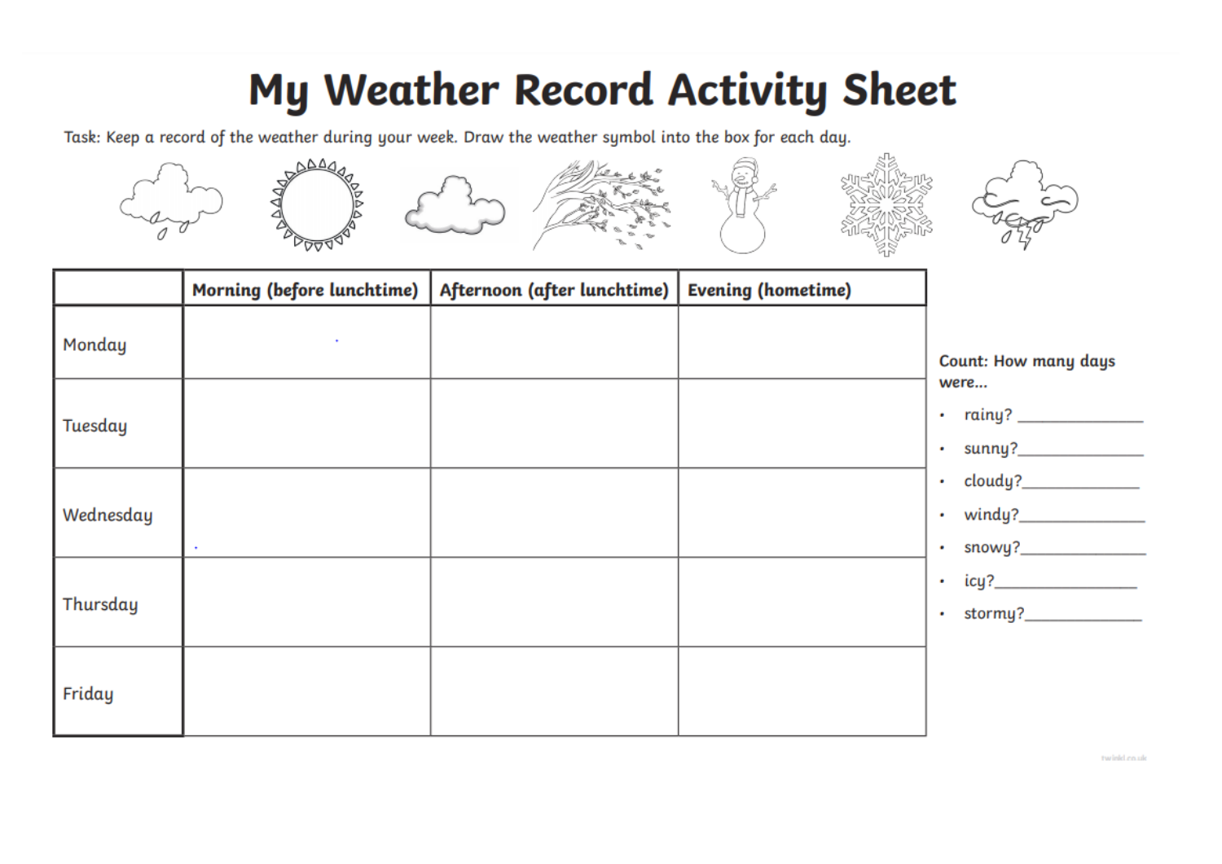# My Weather Record Activity Sheet

Task: Keep a record of the weather during your week. Draw the weather symbol into the box for each day.

| | Morning (before lunchtime) | Afternoon (after lunchtime) | Evening (hometime) |
|---|---|---|---|
| Monday | | | |
| Tuesday | | | |
| Wednesday | | | |
| Thursday | | | |
| Friday | | | |

**Count: How many days were...**

- rainy? _______________
- sunny?_______________
- cloudy?_______________
- windy?_______________
- snowy?_______________
- icy?_______________
- stormy?_______________